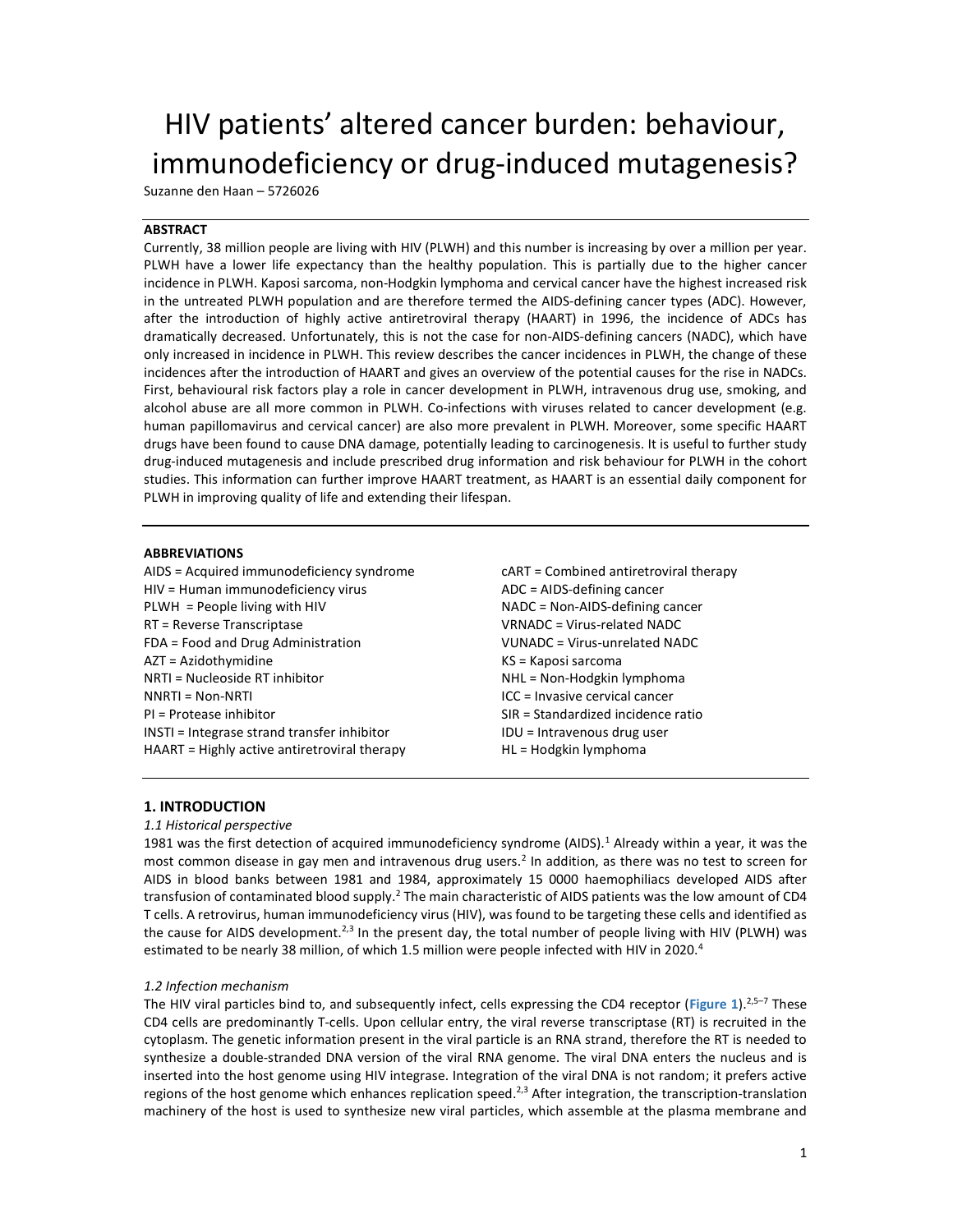# HIV patients' altered cancer burden: behaviour, immunodeficiency or drug-induced mutagenesis?

Suzanne den Haan – 5726026

**ABSTRACT**

Currently, 38 million people are living with HIV (PLWH) and this number is increasing by over a million per year. PLWH have a lower life expectancy than the healthy population. This is partially due to the higher cancer incidence in PLWH. Kaposi sarcoma, non-Hodgkin lymphoma and cervical cancer have the highest increased risk in the untreated PLWH population and are therefore termed the AIDS-defining cancer types (ADC). However, after the introduction of highly active antiretroviral therapy (HAART) in 1996, the incidence of ADCs has dramatically decreased. Unfortunately, this is not the case for non-AIDS-defining cancers (NADC), which have only increased in incidence in PLWH. This review describes the cancer incidences in PLWH, the change of these incidences after the introduction of HAART and gives an overview of the potential causes for the rise in NADCs. First, behavioural risk factors play a role in cancer development in PLWH, intravenous drug use, smoking, and alcohol abuse are all more common in PLWH. Co-infections with viruses related to cancer development (e.g. human papillomavirus and cervical cancer) are also more prevalent in PLWH. Moreover, some specific HAART drugs have been found to cause DNA damage, potentially leading to carcinogenesis. It is useful to further study drug-induced mutagenesis and include prescribed drug information and risk behaviour for PLWH in the cohort studies. This information can further improve HAART treatment, as HAART is an essential daily component for PLWH in improving quality of life and extending their lifespan.

**ABBREVIATIONS**

AIDS = Acquired immunodeficiency syndrome
HIV = Human immunodeficiency virus
PLWH = People living with HIV
RT = Reverse Transcriptase
FDA = Food and Drug Administration
AZT = Azidothymidine
NRTI = Nucleoside RT inhibitor
NNRTI = Non-NRTI
PI = Protease inhibitor
INSTI = Integrase strand transfer inhibitor
HAART = Highly active antiretroviral therapy
cART = Combined antiretroviral therapy
ADC = AIDS-defining cancer
NADC = Non-AIDS-defining cancer
VRNADC = Virus-related NADC
VUNADC = Virus-unrelated NADC
KS = Kaposi sarcoma
NHL = Non-Hodgkin lymphoma
ICC = Invasive cervical cancer
SIR = Standardized incidence ratio
IDU = Intravenous drug user
HL = Hodgkin lymphoma

## 1. INTRODUCTION

### *1.1 Historical perspective*

1981 was the first detection of acquired immunodeficiency syndrome (AIDS).[1] Already within a year, it was the most common disease in gay men and intravenous drug users.[2] In addition, as there was no test to screen for AIDS in blood banks between 1981 and 1984, approximately 15 0000 haemophiliacs developed AIDS after transfusion of contaminated blood supply.[2] The main characteristic of AIDS patients was the low amount of CD4 T cells. A retrovirus, human immunodeficiency virus (HIV), was found to be targeting these cells and identified as the cause for AIDS development.[2,3] In the present day, the total number of people living with HIV (PLWH) was estimated to be nearly 38 million, of which 1.5 million were people infected with HIV in 2020.[4]

### *1.2 Infection mechanism*

The HIV viral particles bind to, and subsequently infect, cells expressing the CD4 receptor (**Figure 1**).[2,5–7] These CD4 cells are predominantly T-cells. Upon cellular entry, the viral reverse transcriptase (RT) is recruited in the cytoplasm. The genetic information present in the viral particle is an RNA strand, therefore the RT is needed to synthesize a double-stranded DNA version of the viral RNA genome. The viral DNA enters the nucleus and is inserted into the host genome using HIV integrase. Integration of the viral DNA is not random; it prefers active regions of the host genome which enhances replication speed.[2,3] After integration, the transcription-translation machinery of the host is used to synthesize new viral particles, which assemble at the plasma membrane and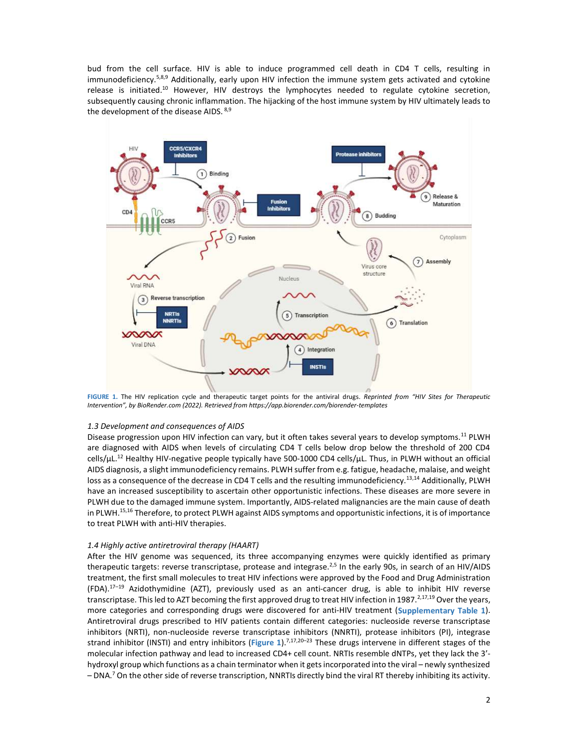bud from the cell surface. HIV is able to induce programmed cell death in CD4 T cells, resulting in immunodeficiency.[5,8,9] Additionally, early upon HIV infection the immune system gets activated and cytokine release is initiated.[10] However, HIV destroys the lymphocytes needed to regulate cytokine secretion, subsequently causing chronic inflammation. The hijacking of the host immune system by HIV ultimately leads to the development of the disease AIDS.[8,9]

**FIGURE 1.** The HIV replication cycle and therapeutic target points for the antiviral drugs. *Reprinted from "HIV Sites for Therapeutic Intervention", by BioRender.com (2022). Retrieved from https://app.biorender.com/biorender-templates*

### *1.3 Development and consequences of AIDS*

Disease progression upon HIV infection can vary, but it often takes several years to develop symptoms.[11] PLWH are diagnosed with AIDS when levels of circulating CD4 T cells below drop below the threshold of 200 CD4 cells/μL.[12] Healthy HIV-negative people typically have 500-1000 CD4 cells/μL. Thus, in PLWH without an official AIDS diagnosis, a slight immunodeficiency remains. PLWH suffer from e.g. fatigue, headache, malaise, and weight loss as a consequence of the decrease in CD4 T cells and the resulting immunodeficiency.[13,14] Additionally, PLWH have an increased susceptibility to ascertain other opportunistic infections. These diseases are more severe in PLWH due to the damaged immune system. Importantly, AIDS-related malignancies are the main cause of death in PLWH.[15,16] Therefore, to protect PLWH against AIDS symptoms and opportunistic infections, it is of importance to treat PLWH with anti-HIV therapies.

### *1.4 Highly active antiretroviral therapy (HAART)*

After the HIV genome was sequenced, its three accompanying enzymes were quickly identified as primary therapeutic targets: reverse transcriptase, protease and integrase.[2,5] In the early 90s, in search of an HIV/AIDS treatment, the first small molecules to treat HIV infections were approved by the Food and Drug Administration (FDA).[17–19] Azidothymidine (AZT), previously used as an anti-cancer drug, is able to inhibit HIV reverse transcriptase. This led to AZT becoming the first approved drug to treat HIV infection in 1987.[2,17,19] Over the years, more categories and corresponding drugs were discovered for anti-HIV treatment (**Supplementary Table 1**). Antiretroviral drugs prescribed to HIV patients contain different categories: nucleoside reverse transcriptase inhibitors (NRTI), non-nucleoside reverse transcriptase inhibitors (NNRTI), protease inhibitors (PI), integrase strand inhibitor (INSTI) and entry inhibitors (**Figure 1**).[7,17,20–23] These drugs intervene in different stages of the molecular infection pathway and lead to increased CD4+ cell count. NRTIs resemble dNTPs, yet they lack the 3'-hydroxyl group which functions as a chain terminator when it gets incorporated into the viral – newly synthesized – DNA.[7] On the other side of reverse transcription, NNRTIs directly bind the viral RT thereby inhibiting its activity.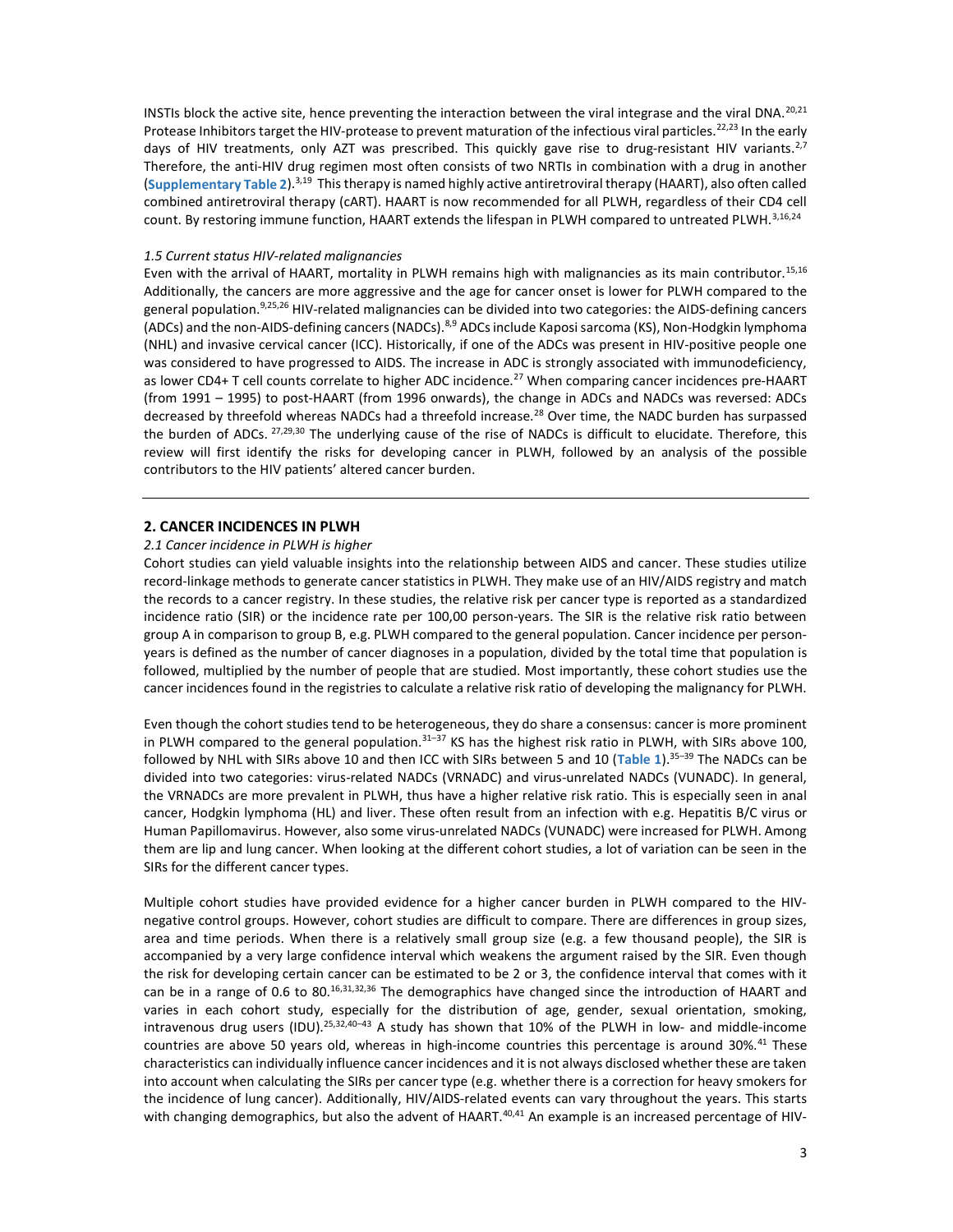INSTIs block the active site, hence preventing the interaction between the viral integrase and the viral DNA.[20,21] Protease Inhibitors target the HIV-protease to prevent maturation of the infectious viral particles.[22,23] In the early days of HIV treatments, only AZT was prescribed. This quickly gave rise to drug-resistant HIV variants.[2,7] Therefore, the anti-HIV drug regimen most often consists of two NRTIs in combination with a drug in another (**Supplementary Table 2**).[3,19] This therapy is named highly active antiretroviral therapy (HAART), also often called combined antiretroviral therapy (cART). HAART is now recommended for all PLWH, regardless of their CD4 cell count. By restoring immune function, HAART extends the lifespan in PLWH compared to untreated PLWH.[3,16,24]

*1.5 Current status HIV-related malignancies*

Even with the arrival of HAART, mortality in PLWH remains high with malignancies as its main contributor.[15,16] Additionally, the cancers are more aggressive and the age for cancer onset is lower for PLWH compared to the general population.[9,25,26] HIV-related malignancies can be divided into two categories: the AIDS-defining cancers (ADCs) and the non-AIDS-defining cancers (NADCs).[8,9] ADCs include Kaposi sarcoma (KS), Non-Hodgkin lymphoma (NHL) and invasive cervical cancer (ICC). Historically, if one of the ADCs was present in HIV-positive people one was considered to have progressed to AIDS. The increase in ADC is strongly associated with immunodeficiency, as lower CD4+ T cell counts correlate to higher ADC incidence.[27] When comparing cancer incidences pre-HAART (from 1991 – 1995) to post-HAART (from 1996 onwards), the change in ADCs and NADCs was reversed: ADCs decreased by threefold whereas NADCs had a threefold increase.[28] Over time, the NADC burden has surpassed the burden of ADCs.[27,29,30] The underlying cause of the rise of NADCs is difficult to elucidate. Therefore, this review will first identify the risks for developing cancer in PLWH, followed by an analysis of the possible contributors to the HIV patients' altered cancer burden.

## 2. CANCER INCIDENCES IN PLWH

*2.1 Cancer incidence in PLWH is higher*

Cohort studies can yield valuable insights into the relationship between AIDS and cancer. These studies utilize record-linkage methods to generate cancer statistics in PLWH. They make use of an HIV/AIDS registry and match the records to a cancer registry. In these studies, the relative risk per cancer type is reported as a standardized incidence ratio (SIR) or the incidence rate per 100,00 person-years. The SIR is the relative risk ratio between group A in comparison to group B, e.g. PLWH compared to the general population. Cancer incidence per person-years is defined as the number of cancer diagnoses in a population, divided by the total time that population is followed, multiplied by the number of people that are studied. Most importantly, these cohort studies use the cancer incidences found in the registries to calculate a relative risk ratio of developing the malignancy for PLWH.

Even though the cohort studies tend to be heterogeneous, they do share a consensus: cancer is more prominent in PLWH compared to the general population.[31–37] KS has the highest risk ratio in PLWH, with SIRs above 100, followed by NHL with SIRs above 10 and then ICC with SIRs between 5 and 10 (**Table 1**).[35–39] The NADCs can be divided into two categories: virus-related NADCs (VRNADC) and virus-unrelated NADCs (VUNADC). In general, the VRNADCs are more prevalent in PLWH, thus have a higher relative risk ratio. This is especially seen in anal cancer, Hodgkin lymphoma (HL) and liver. These often result from an infection with e.g. Hepatitis B/C virus or Human Papillomavirus. However, also some virus-unrelated NADCs (VUNADC) were increased for PLWH. Among them are lip and lung cancer. When looking at the different cohort studies, a lot of variation can be seen in the SIRs for the different cancer types.

Multiple cohort studies have provided evidence for a higher cancer burden in PLWH compared to the HIV-negative control groups. However, cohort studies are difficult to compare. There are differences in group sizes, area and time periods. When there is a relatively small group size (e.g. a few thousand people), the SIR is accompanied by a very large confidence interval which weakens the argument raised by the SIR. Even though the risk for developing certain cancer can be estimated to be 2 or 3, the confidence interval that comes with it can be in a range of 0.6 to 80.[16,31,32,36] The demographics have changed since the introduction of HAART and varies in each cohort study, especially for the distribution of age, gender, sexual orientation, smoking, intravenous drug users (IDU).[25,32,40–43] A study has shown that 10% of the PLWH in low- and middle-income countries are above 50 years old, whereas in high-income countries this percentage is around 30%.[41] These characteristics can individually influence cancer incidences and it is not always disclosed whether these are taken into account when calculating the SIRs per cancer type (e.g. whether there is a correction for heavy smokers for the incidence of lung cancer). Additionally, HIV/AIDS-related events can vary throughout the years. This starts with changing demographics, but also the advent of HAART.[40,41] An example is an increased percentage of HIV-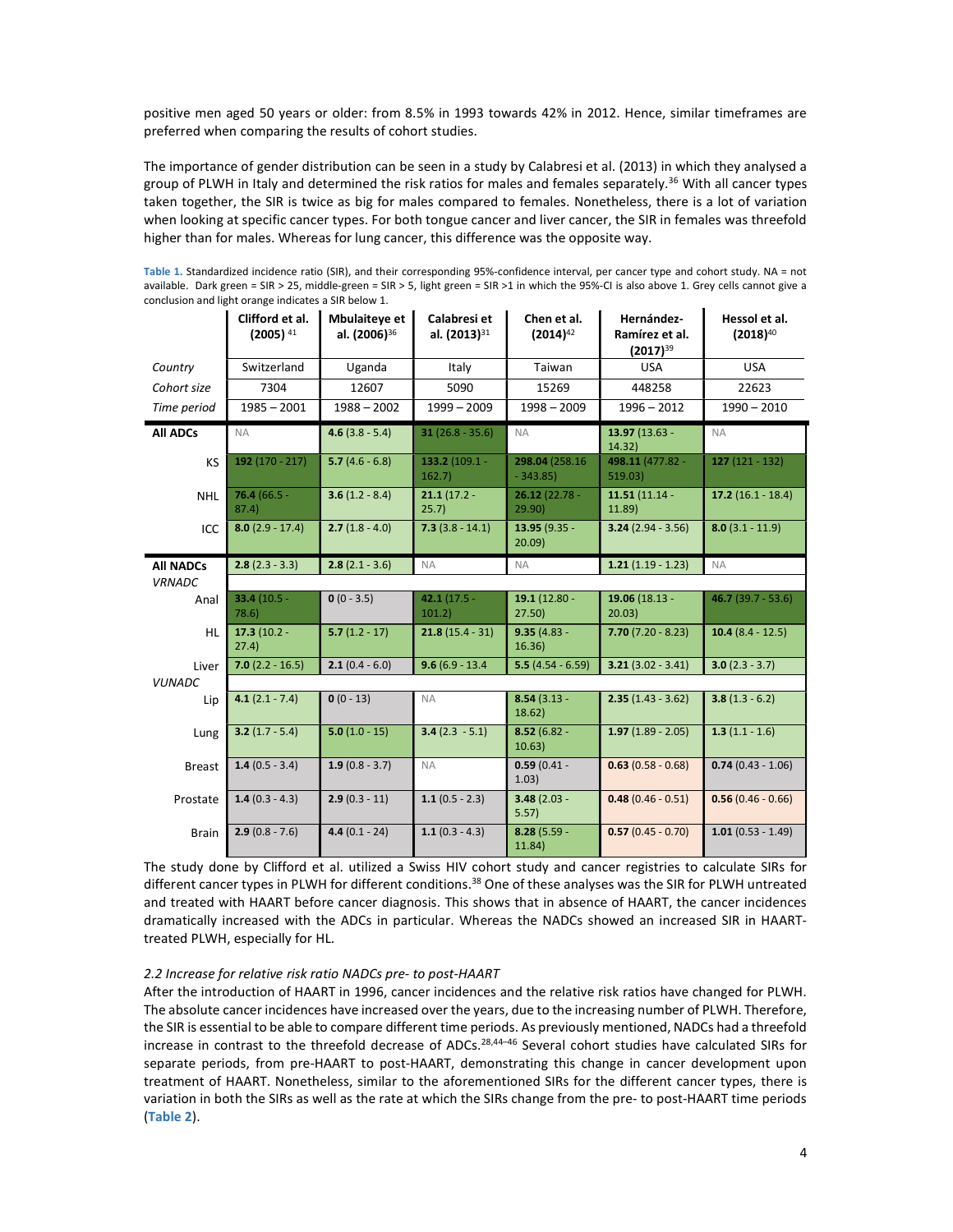positive men aged 50 years or older: from 8.5% in 1993 towards 42% in 2012. Hence, similar timeframes are preferred when comparing the results of cohort studies.

The importance of gender distribution can be seen in a study by Calabresi et al. (2013) in which they analysed a group of PLWH in Italy and determined the risk ratios for males and females separately.[36] With all cancer types taken together, the SIR is twice as big for males compared to females. Nonetheless, there is a lot of variation when looking at specific cancer types. For both tongue cancer and liver cancer, the SIR in females was threefold higher than for males. Whereas for lung cancer, this difference was the opposite way.

**Table 1.** Standardized incidence ratio (SIR), and their corresponding 95%-confidence interval, per cancer type and cohort study. NA = not available. Dark green = SIR > 25, middle-green = SIR > 5, light green = SIR >1 in which the 95%-CI is also above 1. Grey cells cannot give a conclusion and light orange indicates a SIR below 1.

| | Clifford et al. (2005)[41] | Mbulaiteye et al. (2006)[36] | Calabresi et al. (2013)[31] | Chen et al. (2014)[42] | Hernández-Ramírez et al. (2017)[39] | Hessol et al. (2018)[40] |
|---|---|---|---|---|---|---|
| *Country* | Switzerland | Uganda | Italy | Taiwan | USA | USA |
| *Cohort size* | 7304 | 12607 | 5090 | 15269 | 448258 | 22623 |
| *Time period* | 1985 – 2001 | 1988 – 2002 | 1999 – 2009 | 1998 – 2009 | 1996 – 2012 | 1990 – 2010 |
| **All ADCs** | NA | **4.6** (3.8 - 5.4) | **31** (26.8 - 35.6) | NA | **13.97** (13.63 - 14.32) | NA |
| KS | **192** (170 - 217) | **5.7** (4.6 - 6.8) | **133.2** (109.1 - 162.7) | **298.04** (258.16 - 343.85) | **498.11** (477.82 - 519.03) | **127** (121 - 132) |
| NHL | **76.4** (66.5 - 87.4) | **3.6** (1.2 - 8.4) | **21.1** (17.2 - 25.7) | **26.12** (22.78 - 29.90) | **11.51** (11.14 - 11.89) | **17.2** (16.1 - 18.4) |
| ICC | **8.0** (2.9 - 17.4) | **2.7** (1.8 - 4.0) | **7.3** (3.8 - 14.1) | **13.95** (9.35 - 20.09) | **3.24** (2.94 - 3.56) | **8.0** (3.1 - 11.9) |
| **All NADCs** | **2.8** (2.3 - 3.3) | **2.8** (2.1 - 3.6) | NA | NA | **1.21** (1.19 - 1.23) | NA |
| *VRNADC* | | | | | | |
| Anal | **33.4** (10.5 - 78.6) | **0** (0 - 3.5) | **42.1** (17.5 - 101.2) | **19.1** (12.80 - 27.50) | **19.06** (18.13 - 20.03) | **46.7** (39.7 - 53.6) |
| HL | **17.3** (10.2 - 27.4) | **5.7** (1.2 - 17) | **21.8** (15.4 - 31) | **9.35** (4.83 - 16.36) | **7.70** (7.20 - 8.23) | **10.4** (8.4 - 12.5) |
| Liver | **7.0** (2.2 - 16.5) | **2.1** (0.4 - 6.0) | **9.6** (6.9 - 13.4 | **5.5** (4.54 - 6.59) | **3.21** (3.02 - 3.41) | **3.0** (2.3 - 3.7) |
| *VUNADC* | | | | | | |
| Lip | **4.1** (2.1 - 7.4) | **0** (0 - 13) | NA | **8.54** (3.13 - 18.62) | **2.35** (1.43 - 3.62) | **3.8** (1.3 - 6.2) |
| Lung | **3.2** (1.7 - 5.4) | **5.0** (1.0 - 15) | **3.4** (2.3 - 5.1) | **8.52** (6.82 - 10.63) | **1.97** (1.89 - 2.05) | **1.3** (1.1 - 1.6) |
| Breast | **1.4** (0.5 - 3.4) | **1.9** (0.8 - 3.7) | NA | **0.59** (0.41 - 1.03) | **0.63** (0.58 - 0.68) | **0.74** (0.43 - 1.06) |
| Prostate | **1.4** (0.3 - 4.3) | **2.9** (0.3 - 11) | **1.1** (0.5 - 2.3) | **3.48** (2.03 - 5.57) | **0.48** (0.46 - 0.51) | **0.56** (0.46 - 0.66) |
| Brain | **2.9** (0.8 - 7.6) | **4.4** (0.1 - 24) | **1.1** (0.3 - 4.3) | **8.28** (5.59 - 11.84) | **0.57** (0.45 - 0.70) | **1.01** (0.53 - 1.49) |

The study done by Clifford et al. utilized a Swiss HIV cohort study and cancer registries to calculate SIRs for different cancer types in PLWH for different conditions.[38] One of these analyses was the SIR for PLWH untreated and treated with HAART before cancer diagnosis. This shows that in absence of HAART, the cancer incidences dramatically increased with the ADCs in particular. Whereas the NADCs showed an increased SIR in HAART-treated PLWH, especially for HL.

### *2.2 Increase for relative risk ratio NADCs pre- to post-HAART*

After the introduction of HAART in 1996, cancer incidences and the relative risk ratios have changed for PLWH. The absolute cancer incidences have increased over the years, due to the increasing number of PLWH. Therefore, the SIR is essential to be able to compare different time periods. As previously mentioned, NADCs had a threefold increase in contrast to the threefold decrease of ADCs.[28,44–46] Several cohort studies have calculated SIRs for separate periods, from pre-HAART to post-HAART, demonstrating this change in cancer development upon treatment of HAART. Nonetheless, similar to the aforementioned SIRs for the different cancer types, there is variation in both the SIRs as well as the rate at which the SIRs change from the pre- to post-HAART time periods (**Table 2**).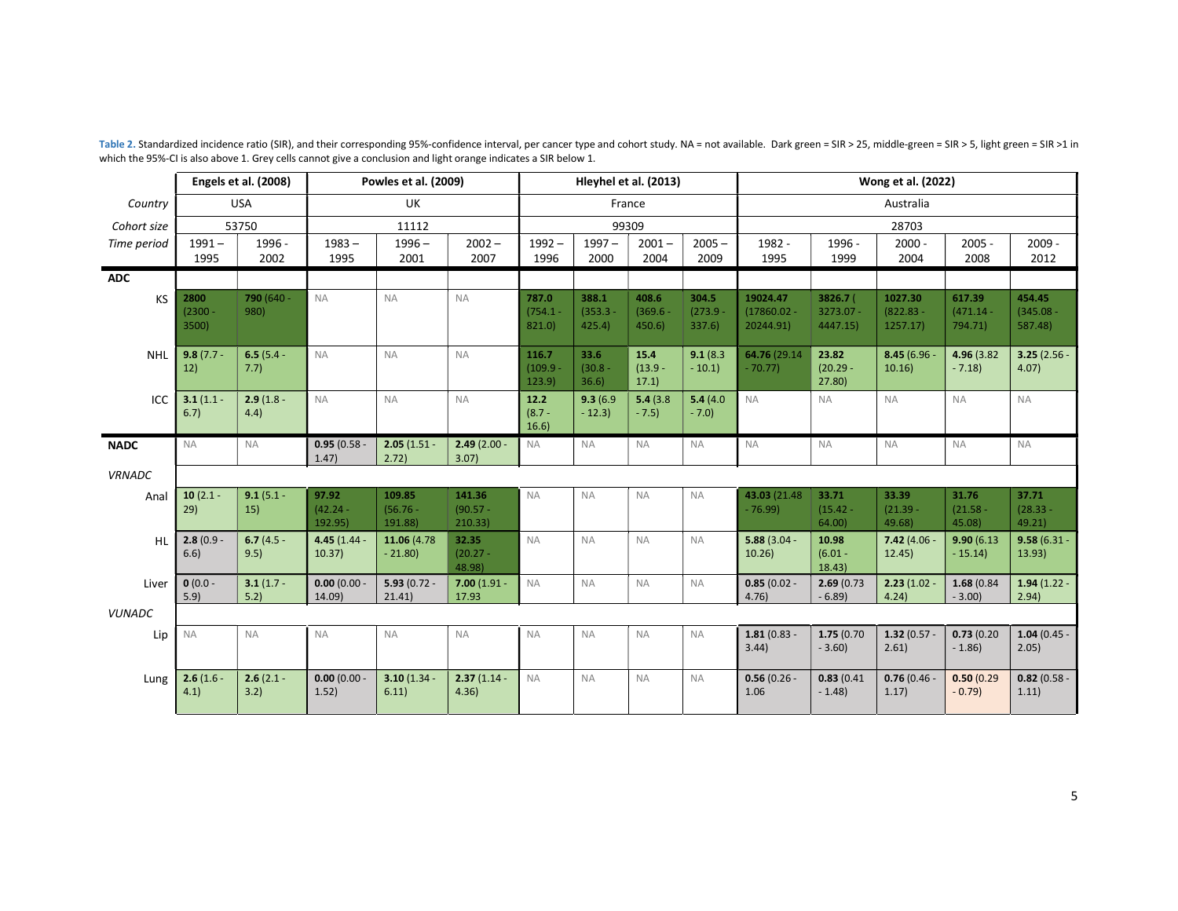**Table 2.** Standardized incidence ratio (SIR), and their corresponding 95%-confidence interval, per cancer type and cohort study. NA = not available. Dark green = SIR > 25, middle-green = SIR > 5, light green = SIR >1 in which the 95%-CI is also above 1. Grey cells cannot give a conclusion and light orange indicates a SIR below 1.

| | Engels et al. (2008) | | Powles et al. (2009) | | | Hleyhel et al. (2013) | | | | Wong et al. (2022) | | | | |
|---|---|---|---|---|---|---|---|---|---|---|---|---|---|---|
| *Country* | USA | | UK | | | France | | | | Australia | | | | |
| *Cohort size* | 53750 | | 11112 | | | 99309 | | | | 28703 | | | | |
| *Time period* | 1991 – 1995 | 1996 - 2002 | 1983 – 1995 | 1996 – 2001 | 2002 – 2007 | 1992 – 1996 | 1997 – 2000 | 2001 – 2004 | 2005 – 2009 | 1982 - 1995 | 1996 - 1999 | 2000 - 2004 | 2005 - 2008 | 2009 - 2012 |
| **ADC** | | | | | | | | | | | | | | |
| KS | **2800** (2300 - 3500) | **790** (640 - 980) | NA | NA | NA | **787.0** (754.1 - 821.0) | **388.1** (353.3 - 425.4) | **408.6** (369.6 - 450.6) | **304.5** (273.9 - 337.6) | **19024.47** (17860.02 - 20244.91) | **3826.7** ( 3273.07 - 4447.15) | **1027.30** (822.83 - 1257.17) | **617.39** (471.14 - 794.71) | **454.45** (345.08 - 587.48) |
| NHL | **9.8** (7.7 - 12) | **6.5** (5.4 - 7.7) | NA | NA | NA | **116.7** (109.9 - 123.9) | **33.6** (30.8 - 36.6) | **15.4** (13.9 - 17.1) | **9.1** (8.3 - 10.1) | **64.76** (29.14 - 70.77) | **23.82** (20.29 - 27.80) | **8.45** (6.96 - 10.16) | **4.96** (3.82 - 7.18) | **3.25** (2.56 - 4.07) |
| ICC | **3.1** (1.1 - 6.7) | **2.9** (1.8 - 4.4) | NA | NA | NA | **12.2** (8.7 - 16.6) | **9.3** (6.9 - 12.3) | **5.4** (3.8 - 7.5) | **5.4** (4.0 - 7.0) | NA | NA | NA | NA | NA |
| **NADC** | NA | NA | **0.95** (0.58 - 1.47) | **2.05** (1.51 - 2.72) | **2.49** (2.00 - 3.07) | NA | NA | NA | NA | NA | NA | NA | NA | NA |
| *VRNADC* | | | | | | | | | | | | | | |
| Anal | **10** (2.1 - 29) | **9.1** (5.1 - 15) | **97.92** (42.24 - 192.95) | **109.85** (56.76 - 191.88) | **141.36** (90.57 - 210.33) | NA | NA | NA | NA | **43.03** (21.48 - 76.99) | **33.71** (15.42 - 64.00) | **33.39** (21.39 - 49.68) | **31.76** (21.58 - 45.08) | **37.71** (28.33 - 49.21) |
| HL | **2.8** (0.9 - 6.6) | **6.7** (4.5 - 9.5) | **4.45** (1.44 - 10.37) | **11.06** (4.78 - 21.80) | **32.35** (20.27 - 48.98) | NA | NA | NA | NA | **5.88** (3.04 - 10.26) | **10.98** (6.01 - 18.43) | **7.42** (4.06 - 12.45) | **9.90** (6.13 - 15.14) | **9.58** (6.31 - 13.93) |
| Liver | **0** (0.0 - 5.9) | **3.1** (1.7 - 5.2) | **0.00** (0.00 - 14.09) | **5.93** (0.72 - 21.41) | **7.00** (1.91 - 17.93 | NA | NA | NA | NA | **0.85** (0.02 - 4.76) | **2.69** (0.73 - 6.89) | **2.23** (1.02 - 4.24) | **1.68** (0.84 - 3.00) | **1.94** (1.22 - 2.94) |
| *VUNADC* | | | | | | | | | | | | | | |
| Lip | NA | NA | NA | NA | NA | NA | NA | NA | NA | **1.81** (0.83 - 3.44) | **1.75** (0.70 - 3.60) | **1.32** (0.57 - 2.61) | **0.73** (0.20 - 1.86) | **1.04** (0.45 - 2.05) |
| Lung | **2.6** (1.6 - 4.1) | **2.6** (2.1 - 3.2) | **0.00** (0.00 - 1.52) | **3.10** (1.34 - 6.11) | **2.37** (1.14 - 4.36) | NA | NA | NA | NA | **0.56** (0.26 - 1.06 | **0.83** (0.41 - 1.48) | **0.76** (0.46 - 1.17) | **0.50** (0.29 - 0.79) | **0.82** (0.58 - 1.11) |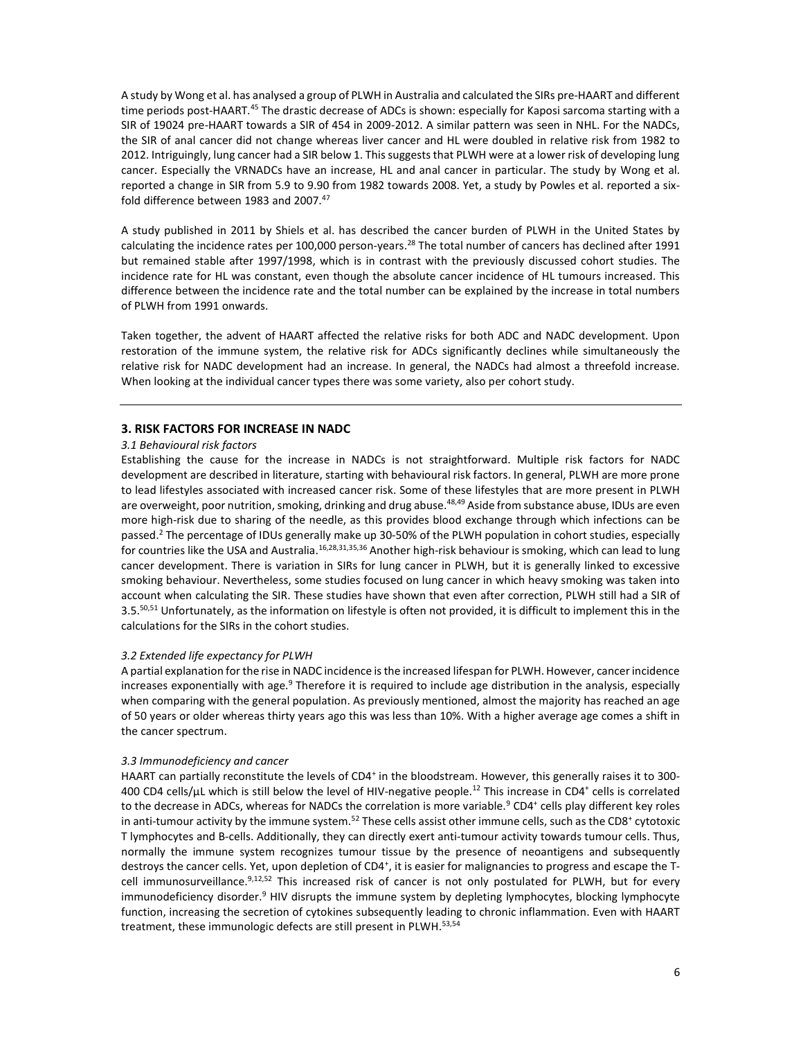A study by Wong et al. has analysed a group of PLWH in Australia and calculated the SIRs pre-HAART and different time periods post-HAART.[45] The drastic decrease of ADCs is shown: especially for Kaposi sarcoma starting with a SIR of 19024 pre-HAART towards a SIR of 454 in 2009-2012. A similar pattern was seen in NHL. For the NADCs, the SIR of anal cancer did not change whereas liver cancer and HL were doubled in relative risk from 1982 to 2012. Intriguingly, lung cancer had a SIR below 1. This suggests that PLWH were at a lower risk of developing lung cancer. Especially the VRNADCs have an increase, HL and anal cancer in particular. The study by Wong et al. reported a change in SIR from 5.9 to 9.90 from 1982 towards 2008. Yet, a study by Powles et al. reported a six-fold difference between 1983 and 2007.[47]

A study published in 2011 by Shiels et al. has described the cancer burden of PLWH in the United States by calculating the incidence rates per 100,000 person-years.[28] The total number of cancers has declined after 1991 but remained stable after 1997/1998, which is in contrast with the previously discussed cohort studies. The incidence rate for HL was constant, even though the absolute cancer incidence of HL tumours increased. This difference between the incidence rate and the total number can be explained by the increase in total numbers of PLWH from 1991 onwards.

Taken together, the advent of HAART affected the relative risks for both ADC and NADC development. Upon restoration of the immune system, the relative risk for ADCs significantly declines while simultaneously the relative risk for NADC development had an increase. In general, the NADCs had almost a threefold increase. When looking at the individual cancer types there was some variety, also per cohort study.

---

## 3. RISK FACTORS FOR INCREASE IN NADC

### *3.1 Behavioural risk factors*

Establishing the cause for the increase in NADCs is not straightforward. Multiple risk factors for NADC development are described in literature, starting with behavioural risk factors. In general, PLWH are more prone to lead lifestyles associated with increased cancer risk. Some of these lifestyles that are more present in PLWH are overweight, poor nutrition, smoking, drinking and drug abuse.[48,49] Aside from substance abuse, IDUs are even more high-risk due to sharing of the needle, as this provides blood exchange through which infections can be passed.[2] The percentage of IDUs generally make up 30-50% of the PLWH population in cohort studies, especially for countries like the USA and Australia.[16,28,31,35,36] Another high-risk behaviour is smoking, which can lead to lung cancer development. There is variation in SIRs for lung cancer in PLWH, but it is generally linked to excessive smoking behaviour. Nevertheless, some studies focused on lung cancer in which heavy smoking was taken into account when calculating the SIR. These studies have shown that even after correction, PLWH still had a SIR of 3.5.[50,51] Unfortunately, as the information on lifestyle is often not provided, it is difficult to implement this in the calculations for the SIRs in the cohort studies.

### *3.2 Extended life expectancy for PLWH*

A partial explanation for the rise in NADC incidence is the increased lifespan for PLWH. However, cancer incidence increases exponentially with age.[9] Therefore it is required to include age distribution in the analysis, especially when comparing with the general population. As previously mentioned, almost the majority has reached an age of 50 years or older whereas thirty years ago this was less than 10%. With a higher average age comes a shift in the cancer spectrum.

### *3.3 Immunodeficiency and cancer*

HAART can partially reconstitute the levels of $CD4^+$ in the bloodstream. However, this generally raises it to 300-400 CD4 cells/µL which is still below the level of HIV-negative people.[12] This increase in $CD4^+$ cells is correlated to the decrease in ADCs, whereas for NADCs the correlation is more variable.[9] $CD4^+$ cells play different key roles in anti-tumour activity by the immune system.[52] These cells assist other immune cells, such as the $CD8^+$ cytotoxic T lymphocytes and B-cells. Additionally, they can directly exert anti-tumour activity towards tumour cells. Thus, normally the immune system recognizes tumour tissue by the presence of neoantigens and subsequently destroys the cancer cells. Yet, upon depletion of $CD4^+$, it is easier for malignancies to progress and escape the T-cell immunosurveillance.[9,12,52] This increased risk of cancer is not only postulated for PLWH, but for every immunodeficiency disorder.[9] HIV disrupts the immune system by depleting lymphocytes, blocking lymphocyte function, increasing the secretion of cytokines subsequently leading to chronic inflammation. Even with HAART treatment, these immunologic defects are still present in PLWH.[53,54]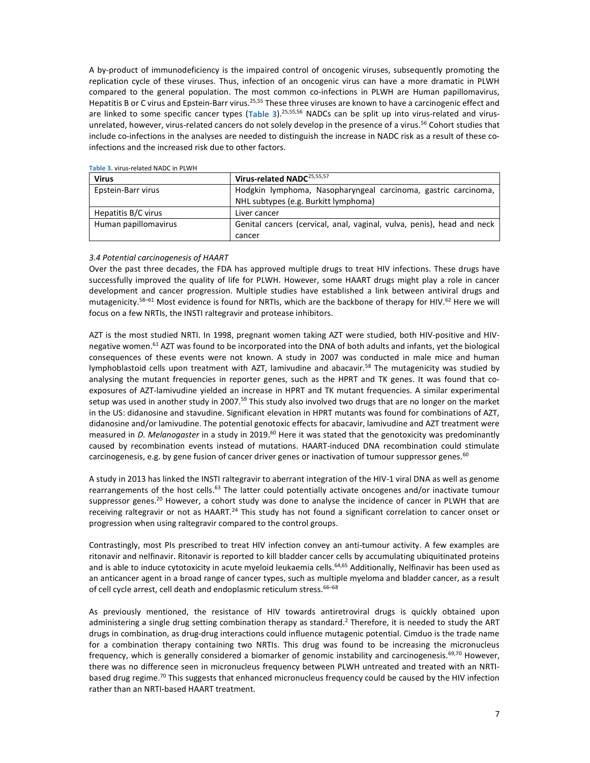A by-product of immunodeficiency is the impaired control of oncogenic viruses, subsequently promoting the replication cycle of these viruses. Thus, infection of an oncogenic virus can have a more dramatic in PLWH compared to the general population. The most common co-infections in PLWH are Human papillomavirus, Hepatitis B or C virus and Epstein-Barr virus.[25,55] These three viruses are known to have a carcinogenic effect and are linked to some specific cancer types (**Table 3**).[25,55,56] NADCs can be split up into virus-related and virus-unrelated, however, virus-related cancers do not solely develop in the presence of a virus.[56] Cohort studies that include co-infections in the analyses are needed to distinguish the increase in NADC risk as a result of these co-infections and the increased risk due to other factors.

**Table 3.** virus-related NADC in PLWH

| Virus | Virus-related NADC[25,55,57] |
| --- | --- |
| Epstein-Barr virus | Hodgkin lymphoma, Nasopharyngeal carcinoma, gastric carcinoma, NHL subtypes (e.g. Burkitt lymphoma) |
| Hepatitis B/C virus | Liver cancer |
| Human papillomavirus | Genital cancers (cervical, anal, vaginal, vulva, penis), head and neck cancer |

### *3.4 Potential carcinogenesis of HAART*

Over the past three decades, the FDA has approved multiple drugs to treat HIV infections. These drugs have successfully improved the quality of life for PLWH. However, some HAART drugs might play a role in cancer development and cancer progression. Multiple studies have established a link between antiviral drugs and mutagenicity.[58–61] Most evidence is found for NRTIs, which are the backbone of therapy for HIV.[62] Here we will focus on a few NRTIs, the INSTI raltegravir and protease inhibitors.

AZT is the most studied NRTI. In 1998, pregnant women taking AZT were studied, both HIV-positive and HIV-negative women.[61] AZT was found to be incorporated into the DNA of both adults and infants, yet the biological consequences of these events were not known. A study in 2007 was conducted in male mice and human lymphoblastoid cells upon treatment with AZT, lamivudine and abacavir.[58] The mutagenicity was studied by analysing the mutant frequencies in reporter genes, such as the HPRT and TK genes. It was found that co-exposures of AZT-lamivudine yielded an increase in HPRT and TK mutant frequencies. A similar experimental setup was used in another study in 2007.[59] This study also involved two drugs that are no longer on the market in the US: didanosine and stavudine. Significant elevation in HPRT mutants was found for combinations of AZT, didanosine and/or lamivudine. The potential genotoxic effects for abacavir, lamivudine and AZT treatment were measured in *D. Melanogaster* in a study in 2019.[60] Here it was stated that the genotoxicity was predominantly caused by recombination events instead of mutations. HAART-induced DNA recombination could stimulate carcinogenesis, e.g. by gene fusion of cancer driver genes or inactivation of tumour suppressor genes.[60]

A study in 2013 has linked the INSTI raltegravir to aberrant integration of the HIV-1 viral DNA as well as genome rearrangements of the host cells.[63] The latter could potentially activate oncogenes and/or inactivate tumour suppressor genes.[20] However, a cohort study was done to analyse the incidence of cancer in PLWH that are receiving raltegravir or not as HAART.[24] This study has not found a significant correlation to cancer onset or progression when using raltegravir compared to the control groups.

Contrastingly, most PIs prescribed to treat HIV infection convey an anti-tumour activity. A few examples are ritonavir and nelfinavir. Ritonavir is reported to kill bladder cancer cells by accumulating ubiquitinated proteins and is able to induce cytotoxicity in acute myeloid leukaemia cells.[64,65] Additionally, Nelfinavir has been used as an anticancer agent in a broad range of cancer types, such as multiple myeloma and bladder cancer, as a result of cell cycle arrest, cell death and endoplasmic reticulum stress.[66–68]

As previously mentioned, the resistance of HIV towards antiretroviral drugs is quickly obtained upon administering a single drug setting combination therapy as standard.[2] Therefore, it is needed to study the ART drugs in combination, as drug-drug interactions could influence mutagenic potential. Cimduo is the trade name for a combination therapy containing two NRTIs. This drug was found to be increasing the micronucleus frequency, which is generally considered a biomarker of genomic instability and carcinogenesis.[69,70] However, there was no difference seen in micronucleus frequency between PLWH untreated and treated with an NRTI-based drug regime.[70] This suggests that enhanced micronucleus frequency could be caused by the HIV infection rather than an NRTI-based HAART treatment.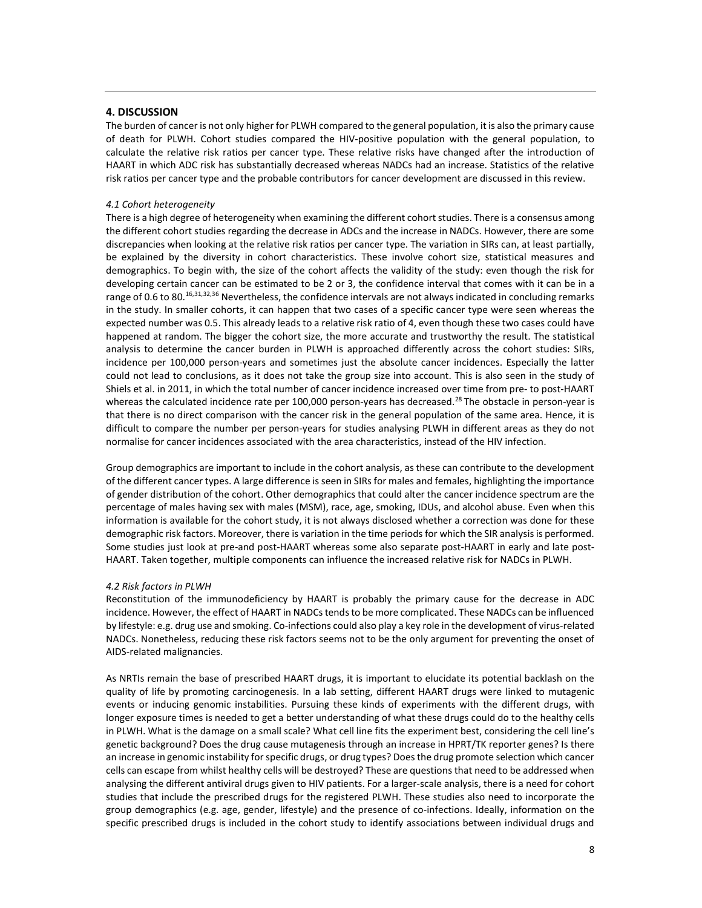## 4. DISCUSSION

The burden of cancer is not only higher for PLWH compared to the general population, it is also the primary cause of death for PLWH. Cohort studies compared the HIV-positive population with the general population, to calculate the relative risk ratios per cancer type. These relative risks have changed after the introduction of HAART in which ADC risk has substantially decreased whereas NADCs had an increase. Statistics of the relative risk ratios per cancer type and the probable contributors for cancer development are discussed in this review.

### *4.1 Cohort heterogeneity*

There is a high degree of heterogeneity when examining the different cohort studies. There is a consensus among the different cohort studies regarding the decrease in ADCs and the increase in NADCs. However, there are some discrepancies when looking at the relative risk ratios per cancer type. The variation in SIRs can, at least partially, be explained by the diversity in cohort characteristics. These involve cohort size, statistical measures and demographics. To begin with, the size of the cohort affects the validity of the study: even though the risk for developing certain cancer can be estimated to be 2 or 3, the confidence interval that comes with it can be in a range of 0.6 to 80.[16,31,32,36] Nevertheless, the confidence intervals are not always indicated in concluding remarks in the study. In smaller cohorts, it can happen that two cases of a specific cancer type were seen whereas the expected number was 0.5. This already leads to a relative risk ratio of 4, even though these two cases could have happened at random. The bigger the cohort size, the more accurate and trustworthy the result. The statistical analysis to determine the cancer burden in PLWH is approached differently across the cohort studies: SIRs, incidence per 100,000 person-years and sometimes just the absolute cancer incidences. Especially the latter could not lead to conclusions, as it does not take the group size into account. This is also seen in the study of Shiels et al. in 2011, in which the total number of cancer incidence increased over time from pre- to post-HAART whereas the calculated incidence rate per 100,000 person-years has decreased.[28] The obstacle in person-year is that there is no direct comparison with the cancer risk in the general population of the same area. Hence, it is difficult to compare the number per person-years for studies analysing PLWH in different areas as they do not normalise for cancer incidences associated with the area characteristics, instead of the HIV infection.

Group demographics are important to include in the cohort analysis, as these can contribute to the development of the different cancer types. A large difference is seen in SIRs for males and females, highlighting the importance of gender distribution of the cohort. Other demographics that could alter the cancer incidence spectrum are the percentage of males having sex with males (MSM), race, age, smoking, IDUs, and alcohol abuse. Even when this information is available for the cohort study, it is not always disclosed whether a correction was done for these demographic risk factors. Moreover, there is variation in the time periods for which the SIR analysis is performed. Some studies just look at pre-and post-HAART whereas some also separate post-HAART in early and late post-HAART. Taken together, multiple components can influence the increased relative risk for NADCs in PLWH.

### *4.2 Risk factors in PLWH*

Reconstitution of the immunodeficiency by HAART is probably the primary cause for the decrease in ADC incidence. However, the effect of HAART in NADCs tends to be more complicated. These NADCs can be influenced by lifestyle: e.g. drug use and smoking. Co-infections could also play a key role in the development of virus-related NADCs. Nonetheless, reducing these risk factors seems not to be the only argument for preventing the onset of AIDS-related malignancies.

As NRTIs remain the base of prescribed HAART drugs, it is important to elucidate its potential backlash on the quality of life by promoting carcinogenesis. In a lab setting, different HAART drugs were linked to mutagenic events or inducing genomic instabilities. Pursuing these kinds of experiments with the different drugs, with longer exposure times is needed to get a better understanding of what these drugs could do to the healthy cells in PLWH. What is the damage on a small scale? What cell line fits the experiment best, considering the cell line's genetic background? Does the drug cause mutagenesis through an increase in HPRT/TK reporter genes? Is there an increase in genomic instability for specific drugs, or drug types? Does the drug promote selection which cancer cells can escape from whilst healthy cells will be destroyed? These are questions that need to be addressed when analysing the different antiviral drugs given to HIV patients. For a larger-scale analysis, there is a need for cohort studies that include the prescribed drugs for the registered PLWH. These studies also need to incorporate the group demographics (e.g. age, gender, lifestyle) and the presence of co-infections. Ideally, information on the specific prescribed drugs is included in the cohort study to identify associations between individual drugs and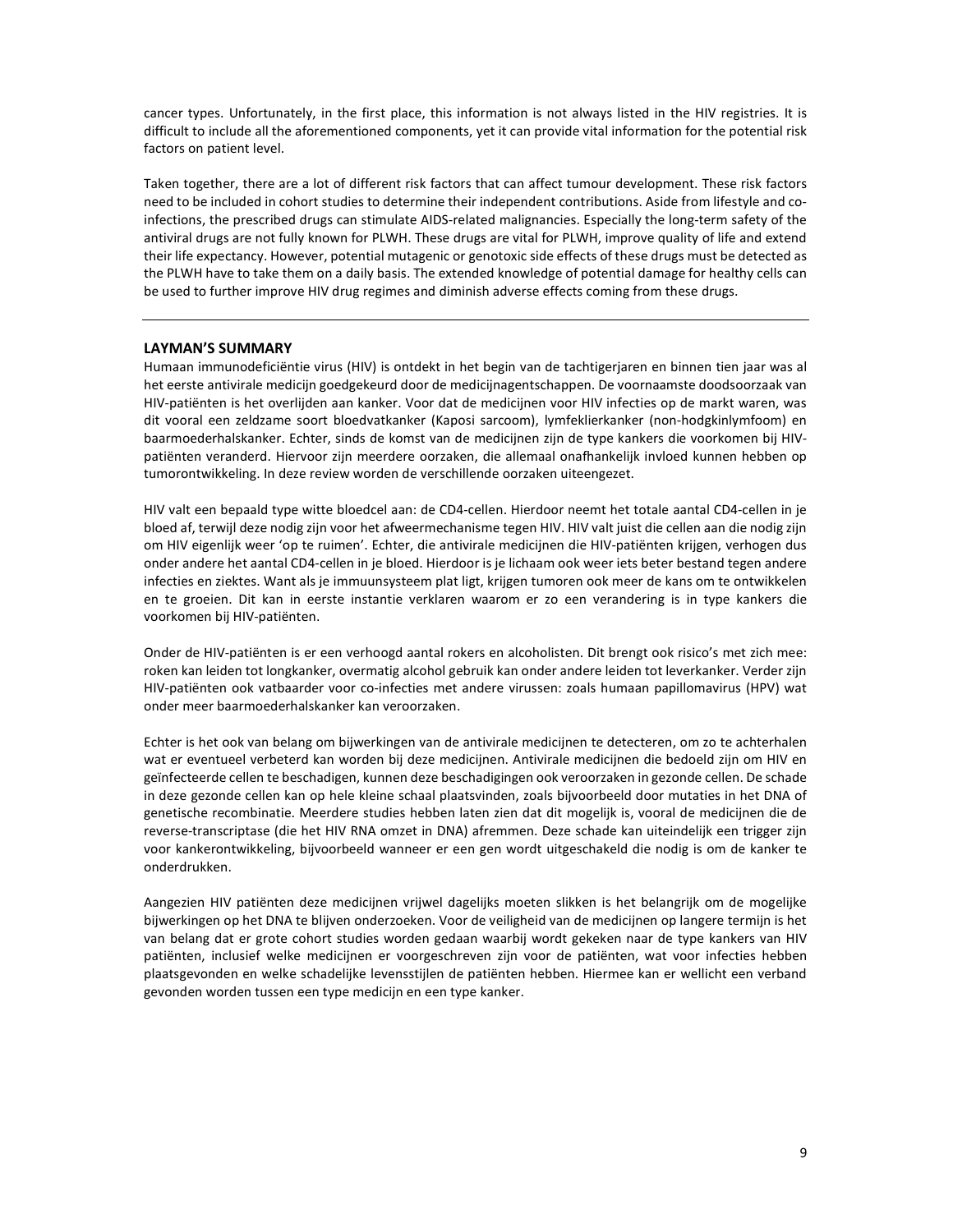cancer types. Unfortunately, in the first place, this information is not always listed in the HIV registries. It is difficult to include all the aforementioned components, yet it can provide vital information for the potential risk factors on patient level.

Taken together, there are a lot of different risk factors that can affect tumour development. These risk factors need to be included in cohort studies to determine their independent contributions. Aside from lifestyle and co-infections, the prescribed drugs can stimulate AIDS-related malignancies. Especially the long-term safety of the antiviral drugs are not fully known for PLWH. These drugs are vital for PLWH, improve quality of life and extend their life expectancy. However, potential mutagenic or genotoxic side effects of these drugs must be detected as the PLWH have to take them on a daily basis. The extended knowledge of potential damage for healthy cells can be used to further improve HIV drug regimes and diminish adverse effects coming from these drugs.

---

## LAYMAN'S SUMMARY

Humaan immunodeficiëntie virus (HIV) is ontdekt in het begin van de tachtigerjaren en binnen tien jaar was al het eerste antivirale medicijn goedgekeurd door de medicijnagentschappen. De voornaamste doodsoorzaak van HIV-patiënten is het overlijden aan kanker. Voor dat de medicijnen voor HIV infecties op de markt waren, was dit vooral een zeldzame soort bloedvatkanker (Kaposi sarcoom), lymfeklierkanker (non-hodgkinlymfoom) en baarmoederhalskanker. Echter, sinds de komst van de medicijnen zijn de type kankers die voorkomen bij HIV-patiënten veranderd. Hiervoor zijn meerdere oorzaken, die allemaal onafhankelijk invloed kunnen hebben op tumorontwikkeling. In deze review worden de verschillende oorzaken uiteengezet.

HIV valt een bepaald type witte bloedcel aan: de CD4-cellen. Hierdoor neemt het totale aantal CD4-cellen in je bloed af, terwijl deze nodig zijn voor het afweermechanisme tegen HIV. HIV valt juist die cellen aan die nodig zijn om HIV eigenlijk weer 'op te ruimen'. Echter, die antivirale medicijnen die HIV-patiënten krijgen, verhogen dus onder andere het aantal CD4-cellen in je bloed. Hierdoor is je lichaam ook weer iets beter bestand tegen andere infecties en ziektes. Want als je immuunsysteem plat ligt, krijgen tumoren ook meer de kans om te ontwikkelen en te groeien. Dit kan in eerste instantie verklaren waarom er zo een verandering is in type kankers die voorkomen bij HIV-patiënten.

Onder de HIV-patiënten is er een verhoogd aantal rokers en alcoholisten. Dit brengt ook risico's met zich mee: roken kan leiden tot longkanker, overmatig alcohol gebruik kan onder andere leiden tot leverkanker. Verder zijn HIV-patiënten ook vatbaarder voor co-infecties met andere virussen: zoals humaan papillomavirus (HPV) wat onder meer baarmoederhalskanker kan veroorzaken.

Echter is het ook van belang om bijwerkingen van de antivirale medicijnen te detecteren, om zo te achterhalen wat er eventueel verbeterd kan worden bij deze medicijnen. Antivirale medicijnen die bedoeld zijn om HIV en geïnfecteerde cellen te beschadigen, kunnen deze beschadigingen ook veroorzaken in gezonde cellen. De schade in deze gezonde cellen kan op hele kleine schaal plaatsvinden, zoals bijvoorbeeld door mutaties in het DNA of genetische recombinatie. Meerdere studies hebben laten zien dat dit mogelijk is, vooral de medicijnen die de reverse-transcriptase (die het HIV RNA omzet in DNA) afremmen. Deze schade kan uiteindelijk een trigger zijn voor kankerontwikkeling, bijvoorbeeld wanneer er een gen wordt uitgeschakeld die nodig is om de kanker te onderdrukken.

Aangezien HIV patiënten deze medicijnen vrijwel dagelijks moeten slikken is het belangrijk om de mogelijke bijwerkingen op het DNA te blijven onderzoeken. Voor de veiligheid van de medicijnen op langere termijn is het van belang dat er grote cohort studies worden gedaan waarbij wordt gekeken naar de type kankers van HIV patiënten, inclusief welke medicijnen er voorgeschreven zijn voor de patiënten, wat voor infecties hebben plaatsgevonden en welke schadelijke levensstijlen de patiënten hebben. Hiermee kan er wellicht een verband gevonden worden tussen een type medicijn en een type kanker.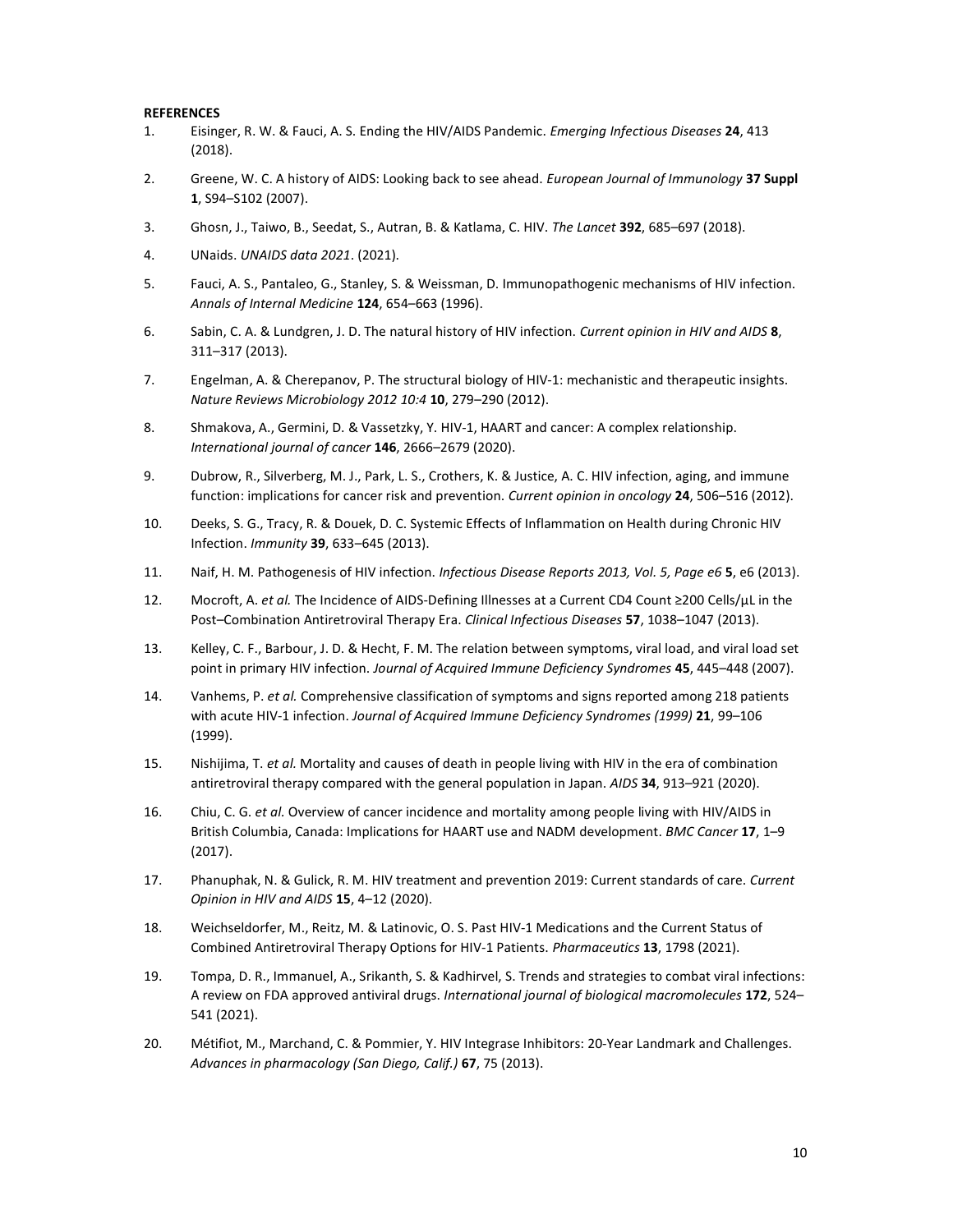**REFERENCES**

1. Eisinger, R. W. & Fauci, A. S. Ending the HIV/AIDS Pandemic. *Emerging Infectious Diseases* **24**, 413 (2018).
2. Greene, W. C. A history of AIDS: Looking back to see ahead. *European Journal of Immunology* **37 Suppl 1**, S94–S102 (2007).
3. Ghosn, J., Taiwo, B., Seedat, S., Autran, B. & Katlama, C. HIV. *The Lancet* **392**, 685–697 (2018).
4. UNaids. *UNAIDS data 2021*. (2021).
5. Fauci, A. S., Pantaleo, G., Stanley, S. & Weissman, D. Immunopathogenic mechanisms of HIV infection. *Annals of Internal Medicine* **124**, 654–663 (1996).
6. Sabin, C. A. & Lundgren, J. D. The natural history of HIV infection. *Current opinion in HIV and AIDS* **8**, 311–317 (2013).
7. Engelman, A. & Cherepanov, P. The structural biology of HIV-1: mechanistic and therapeutic insights. *Nature Reviews Microbiology 2012 10:4* **10**, 279–290 (2012).
8. Shmakova, A., Germini, D. & Vassetzky, Y. HIV-1, HAART and cancer: A complex relationship. *International journal of cancer* **146**, 2666–2679 (2020).
9. Dubrow, R., Silverberg, M. J., Park, L. S., Crothers, K. & Justice, A. C. HIV infection, aging, and immune function: implications for cancer risk and prevention. *Current opinion in oncology* **24**, 506–516 (2012).
10. Deeks, S. G., Tracy, R. & Douek, D. C. Systemic Effects of Inflammation on Health during Chronic HIV Infection. *Immunity* **39**, 633–645 (2013).
11. Naif, H. M. Pathogenesis of HIV infection. *Infectious Disease Reports 2013, Vol. 5, Page e6* **5**, e6 (2013).
12. Mocroft, A. *et al.* The Incidence of AIDS-Defining Illnesses at a Current CD4 Count ≥200 Cells/μL in the Post–Combination Antiretroviral Therapy Era. *Clinical Infectious Diseases* **57**, 1038–1047 (2013).
13. Kelley, C. F., Barbour, J. D. & Hecht, F. M. The relation between symptoms, viral load, and viral load set point in primary HIV infection. *Journal of Acquired Immune Deficiency Syndromes* **45**, 445–448 (2007).
14. Vanhems, P. *et al.* Comprehensive classification of symptoms and signs reported among 218 patients with acute HIV-1 infection. *Journal of Acquired Immune Deficiency Syndromes (1999)* **21**, 99–106 (1999).
15. Nishijima, T. *et al.* Mortality and causes of death in people living with HIV in the era of combination antiretroviral therapy compared with the general population in Japan. *AIDS* **34**, 913–921 (2020).
16. Chiu, C. G. *et al.* Overview of cancer incidence and mortality among people living with HIV/AIDS in British Columbia, Canada: Implications for HAART use and NADM development. *BMC Cancer* **17**, 1–9 (2017).
17. Phanuphak, N. & Gulick, R. M. HIV treatment and prevention 2019: Current standards of care. *Current Opinion in HIV and AIDS* **15**, 4–12 (2020).
18. Weichseldorfer, M., Reitz, M. & Latinovic, O. S. Past HIV-1 Medications and the Current Status of Combined Antiretroviral Therapy Options for HIV-1 Patients. *Pharmaceutics* **13**, 1798 (2021).
19. Tompa, D. R., Immanuel, A., Srikanth, S. & Kadhirvel, S. Trends and strategies to combat viral infections: A review on FDA approved antiviral drugs. *International journal of biological macromolecules* **172**, 524–541 (2021).
20. Métifiot, M., Marchand, C. & Pommier, Y. HIV Integrase Inhibitors: 20-Year Landmark and Challenges. *Advances in pharmacology (San Diego, Calif.)* **67**, 75 (2013).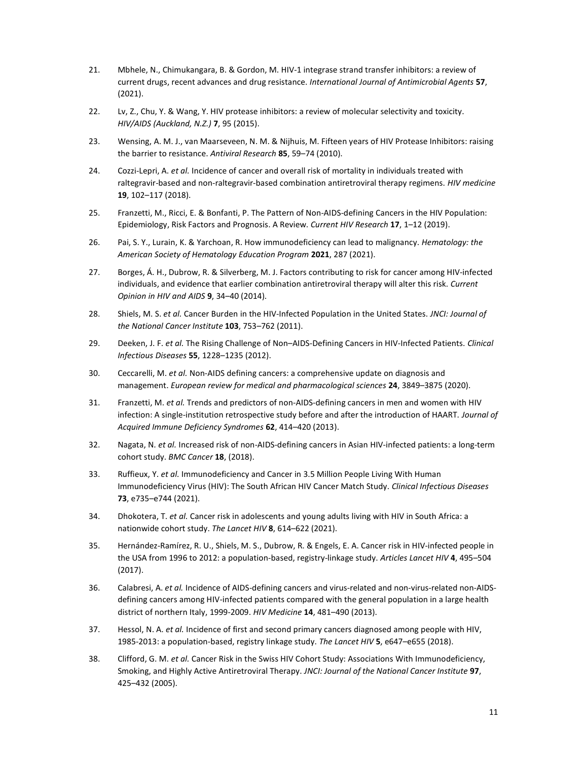21. Mbhele, N., Chimukangara, B. & Gordon, M. HIV-1 integrase strand transfer inhibitors: a review of current drugs, recent advances and drug resistance. *International Journal of Antimicrobial Agents* **57**, (2021).

22. Lv, Z., Chu, Y. & Wang, Y. HIV protease inhibitors: a review of molecular selectivity and toxicity. *HIV/AIDS (Auckland, N.Z.)* **7**, 95 (2015).

23. Wensing, A. M. J., van Maarseveen, N. M. & Nijhuis, M. Fifteen years of HIV Protease Inhibitors: raising the barrier to resistance. *Antiviral Research* **85**, 59–74 (2010).

24. Cozzi-Lepri, A. *et al.* Incidence of cancer and overall risk of mortality in individuals treated with raltegravir-based and non-raltegravir-based combination antiretroviral therapy regimens. *HIV medicine* **19**, 102–117 (2018).

25. Franzetti, M., Ricci, E. & Bonfanti, P. The Pattern of Non-AIDS-defining Cancers in the HIV Population: Epidemiology, Risk Factors and Prognosis. A Review. *Current HIV Research* **17**, 1–12 (2019).

26. Pai, S. Y., Lurain, K. & Yarchoan, R. How immunodeficiency can lead to malignancy. *Hematology: the American Society of Hematology Education Program* **2021**, 287 (2021).

27. Borges, Á. H., Dubrow, R. & Silverberg, M. J. Factors contributing to risk for cancer among HIV-infected individuals, and evidence that earlier combination antiretroviral therapy will alter this risk. *Current Opinion in HIV and AIDS* **9**, 34–40 (2014).

28. Shiels, M. S. *et al.* Cancer Burden in the HIV-Infected Population in the United States. *JNCI: Journal of the National Cancer Institute* **103**, 753–762 (2011).

29. Deeken, J. F. *et al.* The Rising Challenge of Non–AIDS-Defining Cancers in HIV-Infected Patients. *Clinical Infectious Diseases* **55**, 1228–1235 (2012).

30. Ceccarelli, M. *et al.* Non-AIDS defining cancers: a comprehensive update on diagnosis and management. *European review for medical and pharmacological sciences* **24**, 3849–3875 (2020).

31. Franzetti, M. *et al.* Trends and predictors of non-AIDS-defining cancers in men and women with HIV infection: A single-institution retrospective study before and after the introduction of HAART. *Journal of Acquired Immune Deficiency Syndromes* **62**, 414–420 (2013).

32. Nagata, N. *et al.* Increased risk of non-AIDS-defining cancers in Asian HIV-infected patients: a long-term cohort study. *BMC Cancer* **18**, (2018).

33. Ruffieux, Y. *et al.* Immunodeficiency and Cancer in 3.5 Million People Living With Human Immunodeficiency Virus (HIV): The South African HIV Cancer Match Study. *Clinical Infectious Diseases* **73**, e735–e744 (2021).

34. Dhokotera, T. *et al.* Cancer risk in adolescents and young adults living with HIV in South Africa: a nationwide cohort study. *The Lancet HIV* **8**, 614–622 (2021).

35. Hernández-Ramírez, R. U., Shiels, M. S., Dubrow, R. & Engels, E. A. Cancer risk in HIV-infected people in the USA from 1996 to 2012: a population-based, registry-linkage study. *Articles Lancet HIV* **4**, 495–504 (2017).

36. Calabresi, A. *et al.* Incidence of AIDS-defining cancers and virus-related and non-virus-related non-AIDS-defining cancers among HIV-infected patients compared with the general population in a large health district of northern Italy, 1999-2009. *HIV Medicine* **14**, 481–490 (2013).

37. Hessol, N. A. *et al.* Incidence of first and second primary cancers diagnosed among people with HIV, 1985-2013: a population-based, registry linkage study. *The Lancet HIV* **5**, e647–e655 (2018).

38. Clifford, G. M. *et al.* Cancer Risk in the Swiss HIV Cohort Study: Associations With Immunodeficiency, Smoking, and Highly Active Antiretroviral Therapy. *JNCI: Journal of the National Cancer Institute* **97**, 425–432 (2005).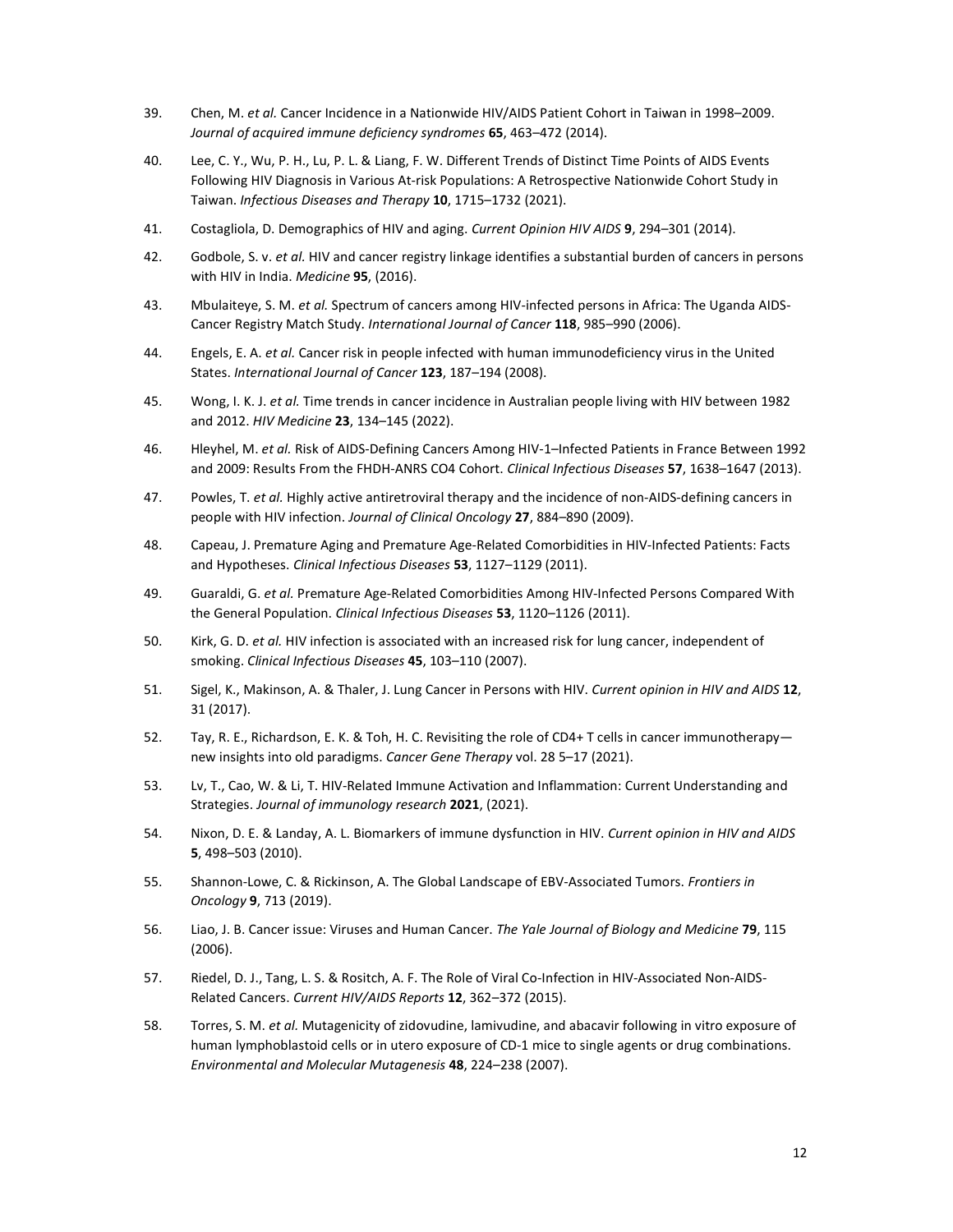39. Chen, M. *et al.* Cancer Incidence in a Nationwide HIV/AIDS Patient Cohort in Taiwan in 1998–2009. *Journal of acquired immune deficiency syndromes* **65**, 463–472 (2014).

40. Lee, C. Y., Wu, P. H., Lu, P. L. & Liang, F. W. Different Trends of Distinct Time Points of AIDS Events Following HIV Diagnosis in Various At-risk Populations: A Retrospective Nationwide Cohort Study in Taiwan. *Infectious Diseases and Therapy* **10**, 1715–1732 (2021).

41. Costagliola, D. Demographics of HIV and aging. *Current Opinion HIV AIDS* **9**, 294–301 (2014).

42. Godbole, S. v. *et al.* HIV and cancer registry linkage identifies a substantial burden of cancers in persons with HIV in India. *Medicine* **95**, (2016).

43. Mbulaiteye, S. M. *et al.* Spectrum of cancers among HIV-infected persons in Africa: The Uganda AIDS-Cancer Registry Match Study. *International Journal of Cancer* **118**, 985–990 (2006).

44. Engels, E. A. *et al.* Cancer risk in people infected with human immunodeficiency virus in the United States. *International Journal of Cancer* **123**, 187–194 (2008).

45. Wong, I. K. J. *et al.* Time trends in cancer incidence in Australian people living with HIV between 1982 and 2012. *HIV Medicine* **23**, 134–145 (2022).

46. Hleyhel, M. *et al.* Risk of AIDS-Defining Cancers Among HIV-1–Infected Patients in France Between 1992 and 2009: Results From the FHDH-ANRS CO4 Cohort. *Clinical Infectious Diseases* **57**, 1638–1647 (2013).

47. Powles, T. *et al.* Highly active antiretroviral therapy and the incidence of non-AIDS-defining cancers in people with HIV infection. *Journal of Clinical Oncology* **27**, 884–890 (2009).

48. Capeau, J. Premature Aging and Premature Age-Related Comorbidities in HIV-Infected Patients: Facts and Hypotheses. *Clinical Infectious Diseases* **53**, 1127–1129 (2011).

49. Guaraldi, G. *et al.* Premature Age-Related Comorbidities Among HIV-Infected Persons Compared With the General Population. *Clinical Infectious Diseases* **53**, 1120–1126 (2011).

50. Kirk, G. D. *et al.* HIV infection is associated with an increased risk for lung cancer, independent of smoking. *Clinical Infectious Diseases* **45**, 103–110 (2007).

51. Sigel, K., Makinson, A. & Thaler, J. Lung Cancer in Persons with HIV. *Current opinion in HIV and AIDS* **12**, 31 (2017).

52. Tay, R. E., Richardson, E. K. & Toh, H. C. Revisiting the role of CD4+ T cells in cancer immunotherapy—new insights into old paradigms. *Cancer Gene Therapy* vol. 28 5–17 (2021).

53. Lv, T., Cao, W. & Li, T. HIV-Related Immune Activation and Inflammation: Current Understanding and Strategies. *Journal of immunology research* **2021**, (2021).

54. Nixon, D. E. & Landay, A. L. Biomarkers of immune dysfunction in HIV. *Current opinion in HIV and AIDS* **5**, 498–503 (2010).

55. Shannon-Lowe, C. & Rickinson, A. The Global Landscape of EBV-Associated Tumors. *Frontiers in Oncology* **9**, 713 (2019).

56. Liao, J. B. Cancer issue: Viruses and Human Cancer. *The Yale Journal of Biology and Medicine* **79**, 115 (2006).

57. Riedel, D. J., Tang, L. S. & Rositch, A. F. The Role of Viral Co-Infection in HIV-Associated Non-AIDS-Related Cancers. *Current HIV/AIDS Reports* **12**, 362–372 (2015).

58. Torres, S. M. *et al.* Mutagenicity of zidovudine, lamivudine, and abacavir following in vitro exposure of human lymphoblastoid cells or in utero exposure of CD-1 mice to single agents or drug combinations. *Environmental and Molecular Mutagenesis* **48**, 224–238 (2007).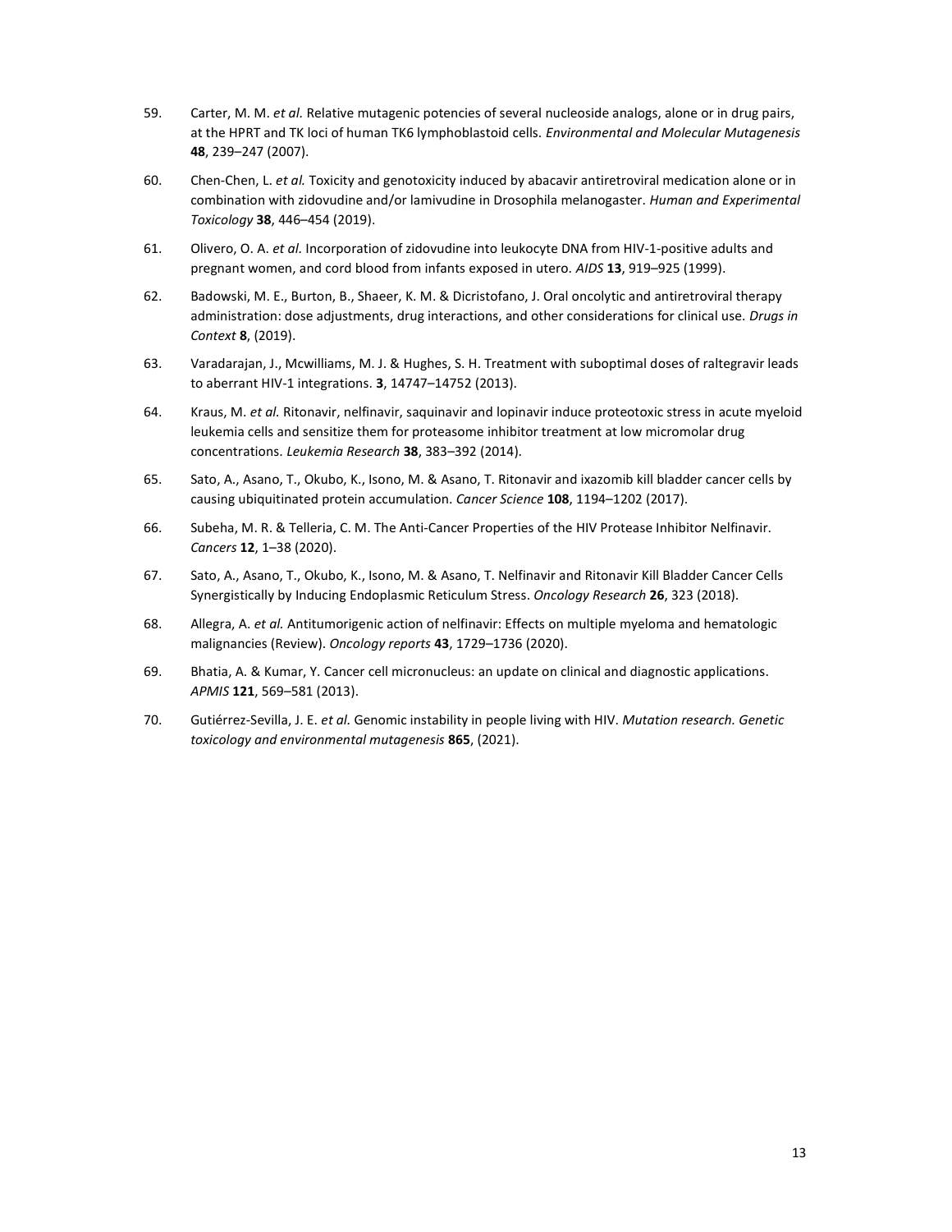59. Carter, M. M. *et al.* Relative mutagenic potencies of several nucleoside analogs, alone or in drug pairs, at the HPRT and TK loci of human TK6 lymphoblastoid cells. *Environmental and Molecular Mutagenesis* **48**, 239–247 (2007).

60. Chen-Chen, L. *et al.* Toxicity and genotoxicity induced by abacavir antiretroviral medication alone or in combination with zidovudine and/or lamivudine in Drosophila melanogaster. *Human and Experimental Toxicology* **38**, 446–454 (2019).

61. Olivero, O. A. *et al.* Incorporation of zidovudine into leukocyte DNA from HIV-1-positive adults and pregnant women, and cord blood from infants exposed in utero. *AIDS* **13**, 919–925 (1999).

62. Badowski, M. E., Burton, B., Shaeer, K. M. & Dicristofano, J. Oral oncolytic and antiretroviral therapy administration: dose adjustments, drug interactions, and other considerations for clinical use. *Drugs in Context* **8**, (2019).

63. Varadarajan, J., Mcwilliams, M. J. & Hughes, S. H. Treatment with suboptimal doses of raltegravir leads to aberrant HIV-1 integrations. **3**, 14747–14752 (2013).

64. Kraus, M. *et al.* Ritonavir, nelfinavir, saquinavir and lopinavir induce proteotoxic stress in acute myeloid leukemia cells and sensitize them for proteasome inhibitor treatment at low micromolar drug concentrations. *Leukemia Research* **38**, 383–392 (2014).

65. Sato, A., Asano, T., Okubo, K., Isono, M. & Asano, T. Ritonavir and ixazomib kill bladder cancer cells by causing ubiquitinated protein accumulation. *Cancer Science* **108**, 1194–1202 (2017).

66. Subeha, M. R. & Telleria, C. M. The Anti-Cancer Properties of the HIV Protease Inhibitor Nelfinavir. *Cancers* **12**, 1–38 (2020).

67. Sato, A., Asano, T., Okubo, K., Isono, M. & Asano, T. Nelfinavir and Ritonavir Kill Bladder Cancer Cells Synergistically by Inducing Endoplasmic Reticulum Stress. *Oncology Research* **26**, 323 (2018).

68. Allegra, A. *et al.* Antitumorigenic action of nelfinavir: Effects on multiple myeloma and hematologic malignancies (Review). *Oncology reports* **43**, 1729–1736 (2020).

69. Bhatia, A. & Kumar, Y. Cancer cell micronucleus: an update on clinical and diagnostic applications. *APMIS* **121**, 569–581 (2013).

70. Gutiérrez-Sevilla, J. E. *et al.* Genomic instability in people living with HIV. *Mutation research. Genetic toxicology and environmental mutagenesis* **865**, (2021).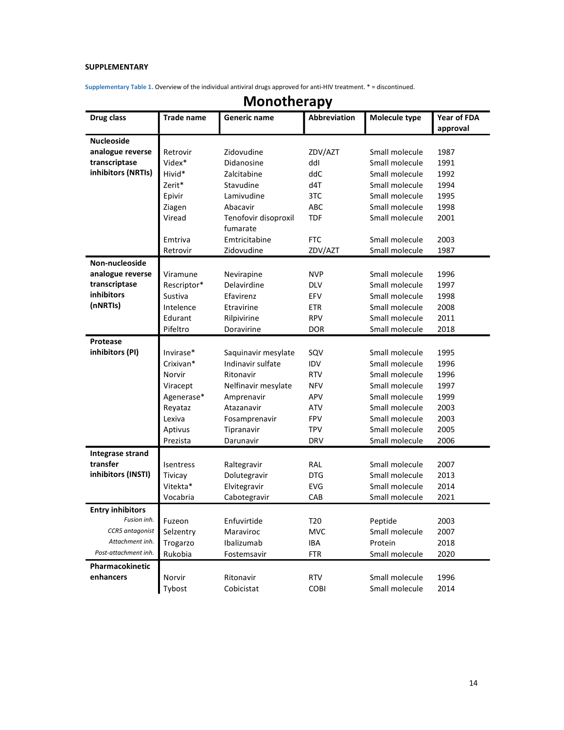**SUPPLEMENTARY**

**Supplementary Table 1.** Overview of the individual antiviral drugs approved for anti-HIV treatment. * = discontinued.

## Monotherapy

| Drug class | Trade name | Generic name | Abbreviation | Molecule type | Year of FDA approval |
|---|---|---|---|---|---|
| **Nucleoside analogue reverse transcriptase inhibitors (NRTIs)** | Retrovir | Zidovudine | ZDV/AZT | Small molecule | 1987 |
| | Videx* | Didanosine | ddI | Small molecule | 1991 |
| | Hivid* | Zalcitabine | ddC | Small molecule | 1992 |
| | Zerit* | Stavudine | d4T | Small molecule | 1994 |
| | Epivir | Lamivudine | 3TC | Small molecule | 1995 |
| | Ziagen | Abacavir | ABC | Small molecule | 1998 |
| | Viread | Tenofovir disoproxil fumarate | TDF | Small molecule | 2001 |
| | Emtriva | Emtricitabine | FTC | Small molecule | 2003 |
| | Retrovir | Zidovudine | ZDV/AZT | Small molecule | 1987 |
| **Non-nucleoside analogue reverse transcriptase inhibitors (nNRTIs)** | Viramune | Nevirapine | NVP | Small molecule | 1996 |
| | Rescriptor* | Delavirdine | DLV | Small molecule | 1997 |
| | Sustiva | Efavirenz | EFV | Small molecule | 1998 |
| | Intelence | Etravirine | ETR | Small molecule | 2008 |
| | Edurant | Rilpivirine | RPV | Small molecule | 2011 |
| | Pifeltro | Doravirine | DOR | Small molecule | 2018 |
| **Protease inhibitors (PI)** | Invirase* | Saquinavir mesylate | SQV | Small molecule | 1995 |
| | Crixivan* | Indinavir sulfate | IDV | Small molecule | 1996 |
| | Norvir | Ritonavir | RTV | Small molecule | 1996 |
| | Viracept | Nelfinavir mesylate | NFV | Small molecule | 1997 |
| | Agenerase* | Amprenavir | APV | Small molecule | 1999 |
| | Reyataz | Atazanavir | ATV | Small molecule | 2003 |
| | Lexiva | Fosamprenavir | FPV | Small molecule | 2003 |
| | Aptivus | Tipranavir | TPV | Small molecule | 2005 |
| | Prezista | Darunavir | DRV | Small molecule | 2006 |
| **Integrase strand transfer inhibitors (INSTI)** | Isentress | Raltegravir | RAL | Small molecule | 2007 |
| | Tivicay | Dolutegravir | DTG | Small molecule | 2013 |
| | Vitekta* | Elvitegravir | EVG | Small molecule | 2014 |
| | Vocabria | Cabotegravir | CAB | Small molecule | 2021 |
| **Entry inhibitors** *Fusion inh.* | Fuzeon | Enfuvirtide | T20 | Peptide | 2003 |
| *CCR5 antagonist* | Selzentry | Maraviroc | MVC | Small molecule | 2007 |
| *Attachment inh.* | Trogarzo | Ibalizumab | IBA | Protein | 2018 |
| *Post-attachment inh.* | Rukobia | Fostemsavir | FTR | Small molecule | 2020 |
| **Pharmacokinetic enhancers** | Norvir | Ritonavir | RTV | Small molecule | 1996 |
| | Tybost | Cobicistat | COBI | Small molecule | 2014 |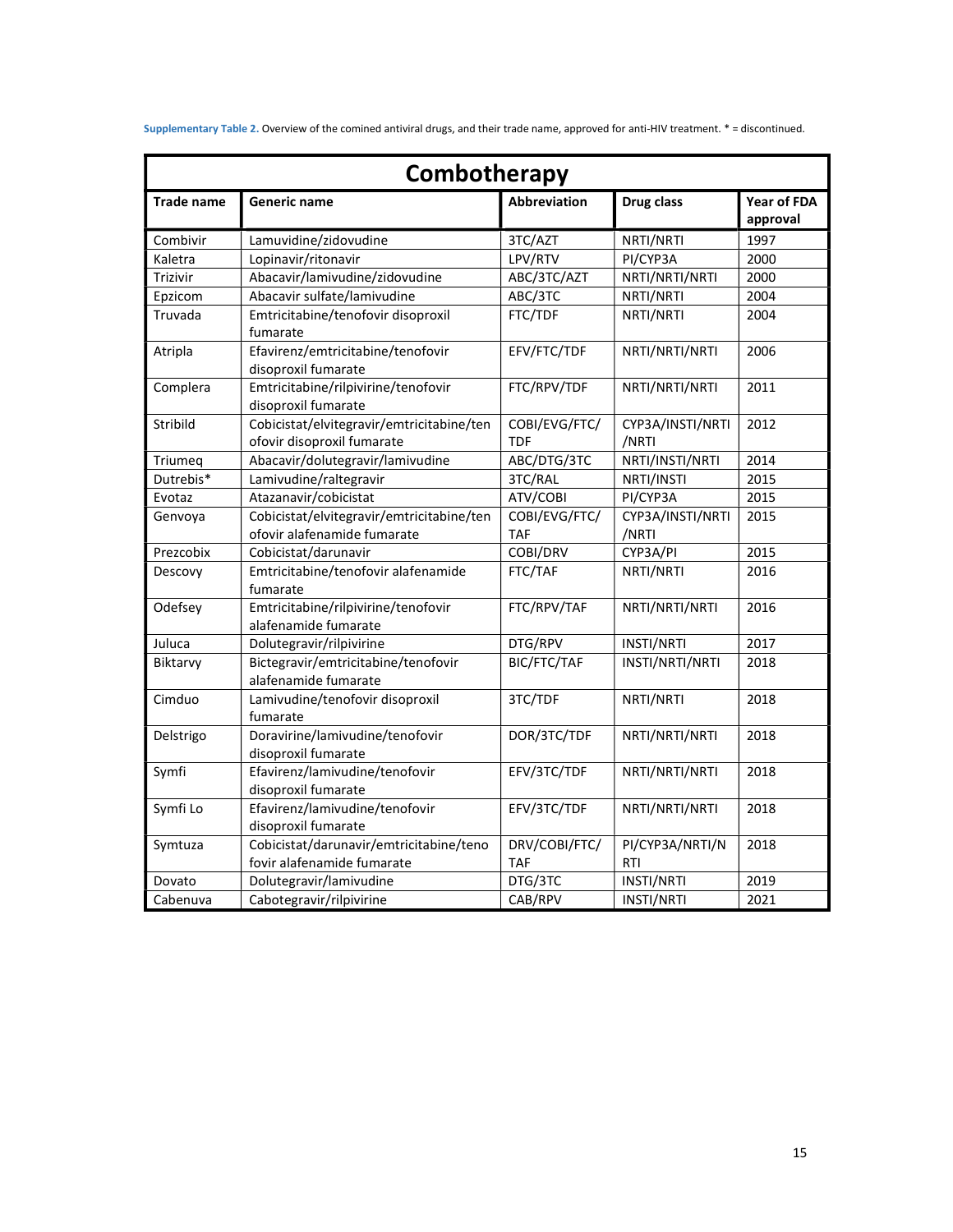**Supplementary Table 2.** Overview of the comined antiviral drugs, and their trade name, approved for anti-HIV treatment. * = discontinued.

| Combotherapy | | | | |
|---|---|---|---|---|
| **Trade name** | **Generic name** | **Abbreviation** | **Drug class** | **Year of FDA approval** |
| Combivir | Lamuvidine/zidovudine | 3TC/AZT | NRTI/NRTI | 1997 |
| Kaletra | Lopinavir/ritonavir | LPV/RTV | PI/CYP3A | 2000 |
| Trizivir | Abacavir/lamivudine/zidovudine | ABC/3TC/AZT | NRTI/NRTI/NRTI | 2000 |
| Epzicom | Abacavir sulfate/lamivudine | ABC/3TC | NRTI/NRTI | 2004 |
| Truvada | Emtricitabine/tenofovir disoproxil fumarate | FTC/TDF | NRTI/NRTI | 2004 |
| Atripla | Efavirenz/emtricitabine/tenofovir disoproxil fumarate | EFV/FTC/TDF | NRTI/NRTI/NRTI | 2006 |
| Complera | Emtricitabine/rilpivirine/tenofovir disoproxil fumarate | FTC/RPV/TDF | NRTI/NRTI/NRTI | 2011 |
| Stribild | Cobicistat/elvitegravir/emtricitabine/tenofovir disoproxil fumarate | COBI/EVG/FTC/TDF | CYP3A/INSTI/NRTI/NRTI | 2012 |
| Triumeq | Abacavir/dolutegravir/lamivudine | ABC/DTG/3TC | NRTI/INSTI/NRTI | 2014 |
| Dutrebis* | Lamivudine/raltegravir | 3TC/RAL | NRTI/INSTI | 2015 |
| Evotaz | Atazanavir/cobicistat | ATV/COBI | PI/CYP3A | 2015 |
| Genvoya | Cobicistat/elvitegravir/emtricitabine/tenofovir alafenamide fumarate | COBI/EVG/FTC/TAF | CYP3A/INSTI/NRTI/NRTI | 2015 |
| Prezcobix | Cobicistat/darunavir | COBI/DRV | CYP3A/PI | 2015 |
| Descovy | Emtricitabine/tenofovir alafenamide fumarate | FTC/TAF | NRTI/NRTI | 2016 |
| Odefsey | Emtricitabine/rilpivirine/tenofovir alafenamide fumarate | FTC/RPV/TAF | NRTI/NRTI/NRTI | 2016 |
| Juluca | Dolutegravir/rilpivirine | DTG/RPV | INSTI/NRTI | 2017 |
| Biktarvy | Bictegravir/emtricitabine/tenofovir alafenamide fumarate | BIC/FTC/TAF | INSTI/NRTI/NRTI | 2018 |
| Cimduo | Lamivudine/tenofovir disoproxil fumarate | 3TC/TDF | NRTI/NRTI | 2018 |
| Delstrigo | Doravirine/lamivudine/tenofovir disoproxil fumarate | DOR/3TC/TDF | NRTI/NRTI/NRTI | 2018 |
| Symfi | Efavirenz/lamivudine/tenofovir disoproxil fumarate | EFV/3TC/TDF | NRTI/NRTI/NRTI | 2018 |
| Symfi Lo | Efavirenz/lamivudine/tenofovir disoproxil fumarate | EFV/3TC/TDF | NRTI/NRTI/NRTI | 2018 |
| Symtuza | Cobicistat/darunavir/emtricitabine/tenofovir alafenamide fumarate | DRV/COBI/FTC/TAF | PI/CYP3A/NRTI/NRTI | 2018 |
| Dovato | Dolutegravir/lamivudine | DTG/3TC | INSTI/NRTI | 2019 |
| Cabenuva | Cabotegravir/rilpivirine | CAB/RPV | INSTI/NRTI | 2021 |